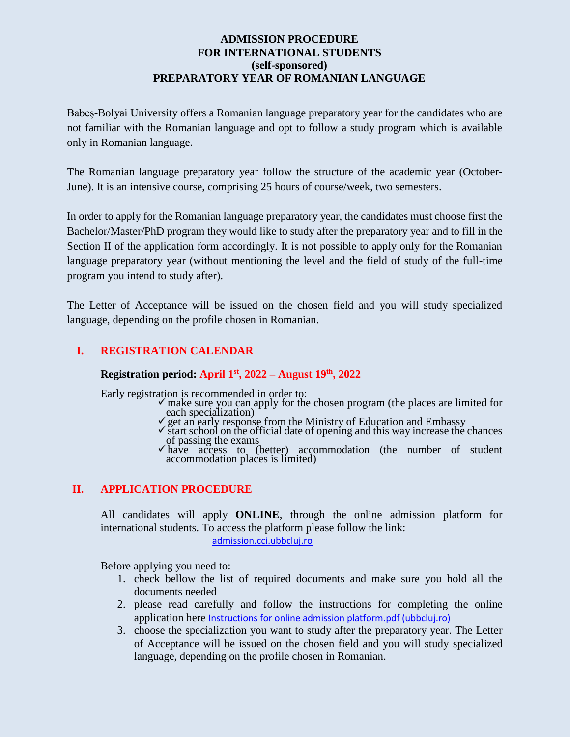# ADMISSION PROCEDURE
# FOR INTERNATIONAL STUDENTS
# (self-sponsored)
# PREPARATORY YEAR OF ROMANIAN LANGUAGE

Babeş-Bolyai University offers a Romanian language preparatory year for the candidates who are not familiar with the Romanian language and opt to follow a study program which is available only in Romanian language.

The Romanian language preparatory year follow the structure of the academic year (October-June). It is an intensive course, comprising 25 hours of course/week, two semesters.

In order to apply for the Romanian language preparatory year, the candidates must choose first the Bachelor/Master/PhD program they would like to study after the preparatory year and to fill in the Section II of the application form accordingly. It is not possible to apply only for the Romanian language preparatory year (without mentioning the level and the field of study of the full-time program you intend to study after).

The Letter of Acceptance will be issued on the chosen field and you will study specialized language, depending on the profile chosen in Romanian.

## I. REGISTRATION CALENDAR

**Registration period: April 1st, 2022 – August 19th, 2022**

Early registration is recommended in order to:

- ✓ make sure you can apply for the chosen program (the places are limited for each specialization)
- ✓ get an early response from the Ministry of Education and Embassy
- ✓ start school on the official date of opening and this way increase the chances of passing the exams
- ✓ have access to (better) accommodation (the number of student accommodation places is limited)

## II. APPLICATION PROCEDURE

All candidates will apply **ONLINE**, through the online admission platform for international students. To access the platform please follow the link:

admission.cci.ubbcluj.ro

Before applying you need to:

1. check bellow the list of required documents and make sure you hold all the documents needed
2. please read carefully and follow the instructions for completing the online application here Instructions for online admission platform.pdf (ubbcluj.ro)
3. choose the specialization you want to study after the preparatory year. The Letter of Acceptance will be issued on the chosen field and you will study specialized language, depending on the profile chosen in Romanian.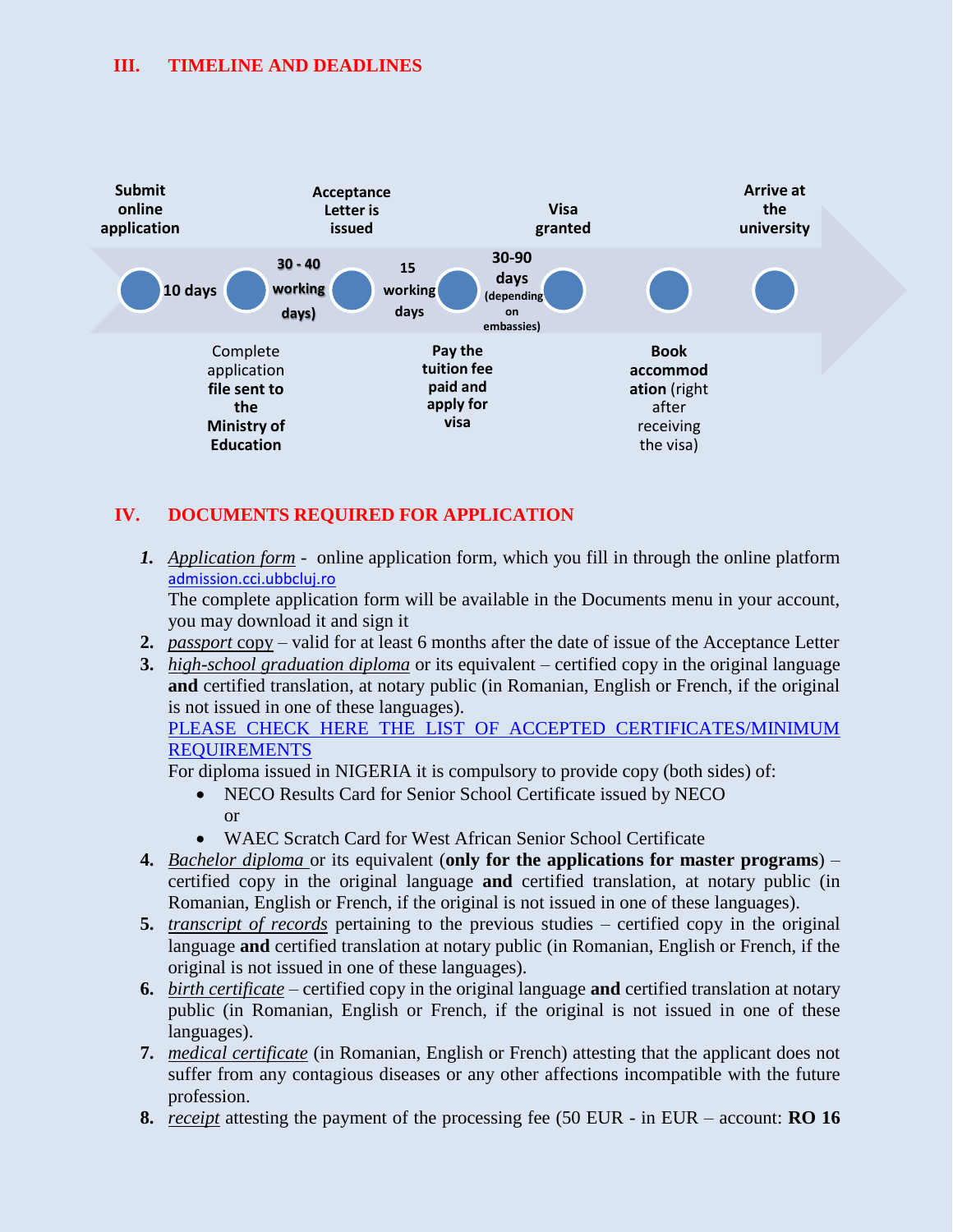## III. TIMELINE AND DEADLINES

Submit online application → 10 days → Complete application **file sent to the Ministry of Education** → **30 - 40 working days)** → Acceptance Letter is issued → 15 working days → **Pay the tuition fee paid and apply for visa** → 30-90 days (depending on embassies) → Visa granted → **Book accommodation** (right after receiving the visa) → Arrive at the university

## IV. DOCUMENTS REQUIRED FOR APPLICATION

1. *Application form* - online application form, which you fill in through the online platform admission.cci.ubbcluj.ro
   The complete application form will be available in the Documents menu in your account, you may download it and sign it
2. *passport* copy – valid for at least 6 months after the date of issue of the Acceptance Letter
3. *high-school graduation diploma* or its equivalent – certified copy in the original language **and** certified translation, at notary public (in Romanian, English or French, if the original is not issued in one of these languages).
   PLEASE CHECK HERE THE LIST OF ACCEPTED CERTIFICATES/MINIMUM REQUIREMENTS
   For diploma issued in NIGERIA it is compulsory to provide copy (both sides) of:
   - NECO Results Card for Senior School Certificate issued by NECO
     or
   - WAEC Scratch Card for West African Senior School Certificate
4. *Bachelor diploma* or its equivalent (**only for the applications for master programs**) – certified copy in the original language **and** certified translation, at notary public (in Romanian, English or French, if the original is not issued in one of these languages).
5. *transcript of records* pertaining to the previous studies – certified copy in the original language **and** certified translation at notary public (in Romanian, English or French, if the original is not issued in one of these languages).
6. *birth certificate* – certified copy in the original language **and** certified translation at notary public (in Romanian, English or French, if the original is not issued in one of these languages).
7. *medical certificate* (in Romanian, English or French) attesting that the applicant does not suffer from any contagious diseases or any other affections incompatible with the future profession.
8. *receipt* attesting the payment of the processing fee (50 EUR - in EUR – account: **RO 16**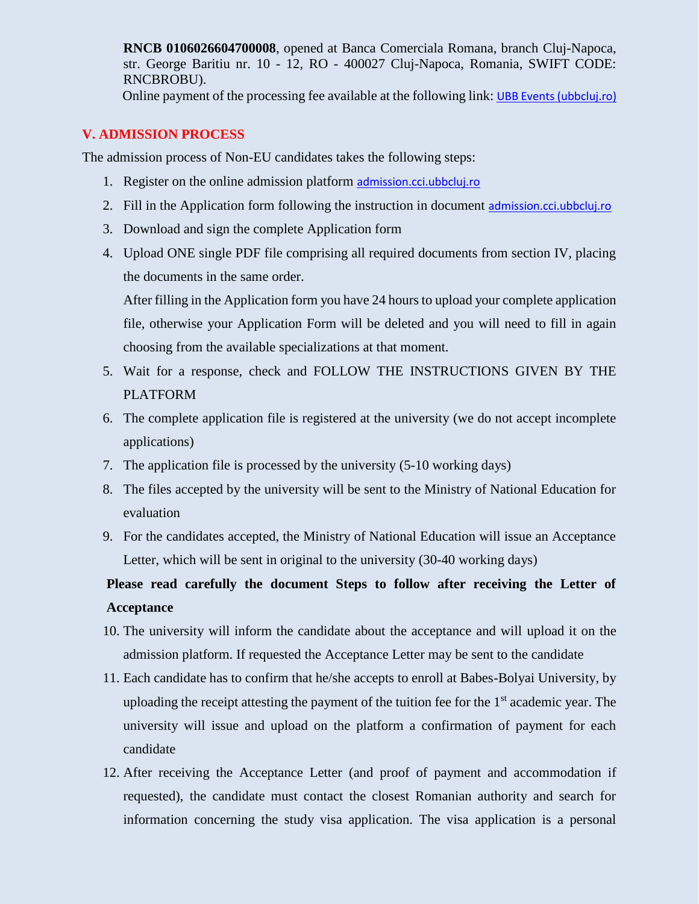**RNCB 0106026604700008**, opened at Banca Comerciala Romana, branch Cluj-Napoca, str. George Baritiu nr. 10 - 12, RO - 400027 Cluj-Napoca, Romania, SWIFT CODE: RNCBROBU).

Online payment of the processing fee available at the following link: [UBB Events (ubbcluj.ro)](UBB Events (ubbcluj.ro))

## V. ADMISSION PROCESS

The admission process of Non-EU candidates takes the following steps:

1. Register on the online admission platform admission.cci.ubbcluj.ro
2. Fill in the Application form following the instruction in document admission.cci.ubbcluj.ro
3. Download and sign the complete Application form
4. Upload ONE single PDF file comprising all required documents from section IV, placing the documents in the same order.

   After filling in the Application form you have 24 hours to upload your complete application file, otherwise your Application Form will be deleted and you will need to fill in again choosing from the available specializations at that moment.
5. Wait for a response, check and FOLLOW THE INSTRUCTIONS GIVEN BY THE PLATFORM
6. The complete application file is registered at the university (we do not accept incomplete applications)
7. The application file is processed by the university (5-10 working days)
8. The files accepted by the university will be sent to the Ministry of National Education for evaluation
9. For the candidates accepted, the Ministry of National Education will issue an Acceptance Letter, which will be sent in original to the university (30-40 working days)

**Please read carefully the document Steps to follow after receiving the Letter of Acceptance**

10. The university will inform the candidate about the acceptance and will upload it on the admission platform. If requested the Acceptance Letter may be sent to the candidate
11. Each candidate has to confirm that he/she accepts to enroll at Babes-Bolyai University, by uploading the receipt attesting the payment of the tuition fee for the 1st academic year. The university will issue and upload on the platform a confirmation of payment for each candidate
12. After receiving the Acceptance Letter (and proof of payment and accommodation if requested), the candidate must contact the closest Romanian authority and search for information concerning the study visa application. The visa application is a personal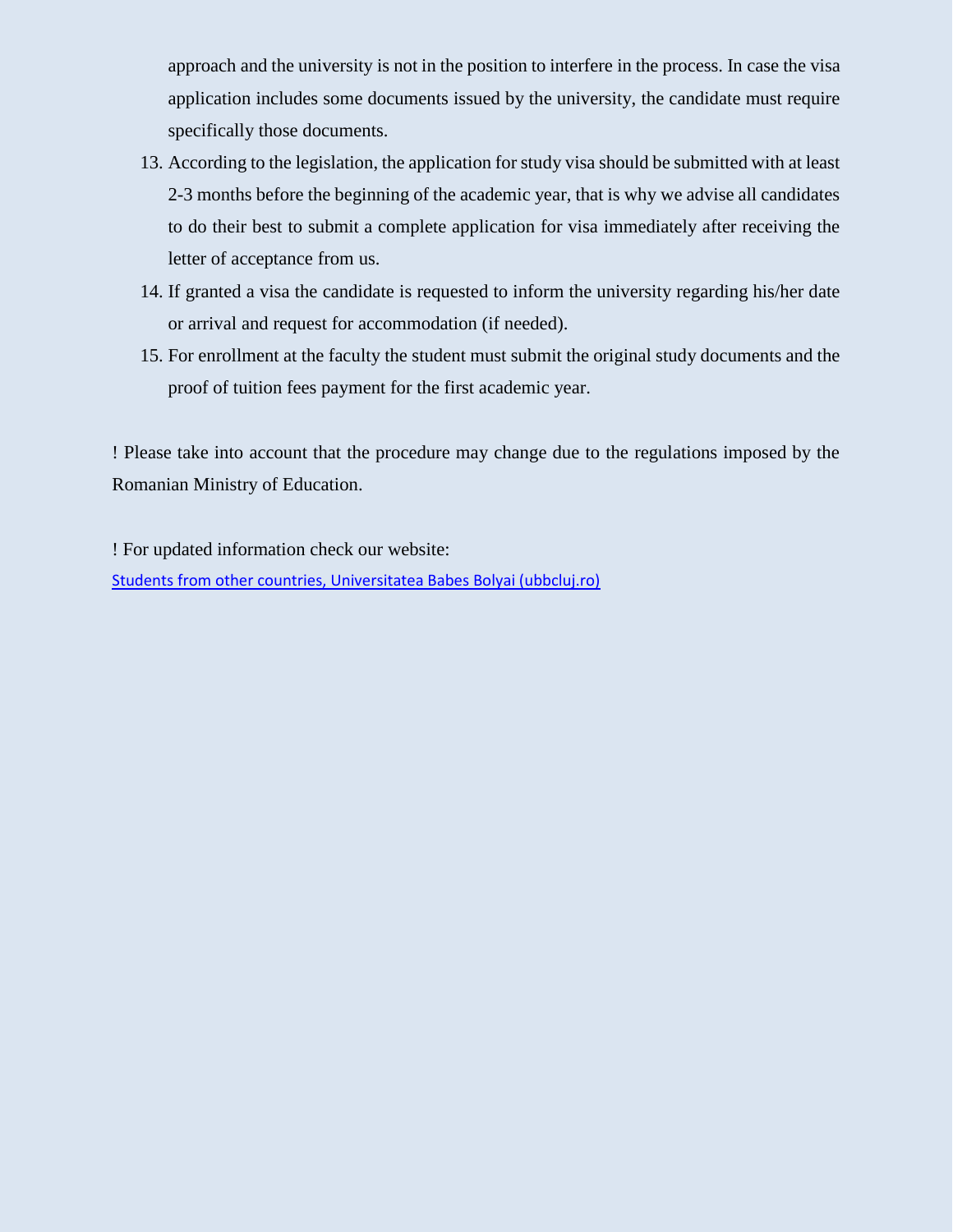approach and the university is not in the position to interfere in the process. In case the visa application includes some documents issued by the university, the candidate must require specifically those documents.

13. According to the legislation, the application for study visa should be submitted with at least 2-3 months before the beginning of the academic year, that is why we advise all candidates to do their best to submit a complete application for visa immediately after receiving the letter of acceptance from us.
14. If granted a visa the candidate is requested to inform the university regarding his/her date or arrival and request for accommodation (if needed).
15. For enrollment at the faculty the student must submit the original study documents and the proof of tuition fees payment for the first academic year.

! Please take into account that the procedure may change due to the regulations imposed by the Romanian Ministry of Education.

! For updated information check our website:

Students from other countries, Universitatea Babes Bolyai (ubbcluj.ro)